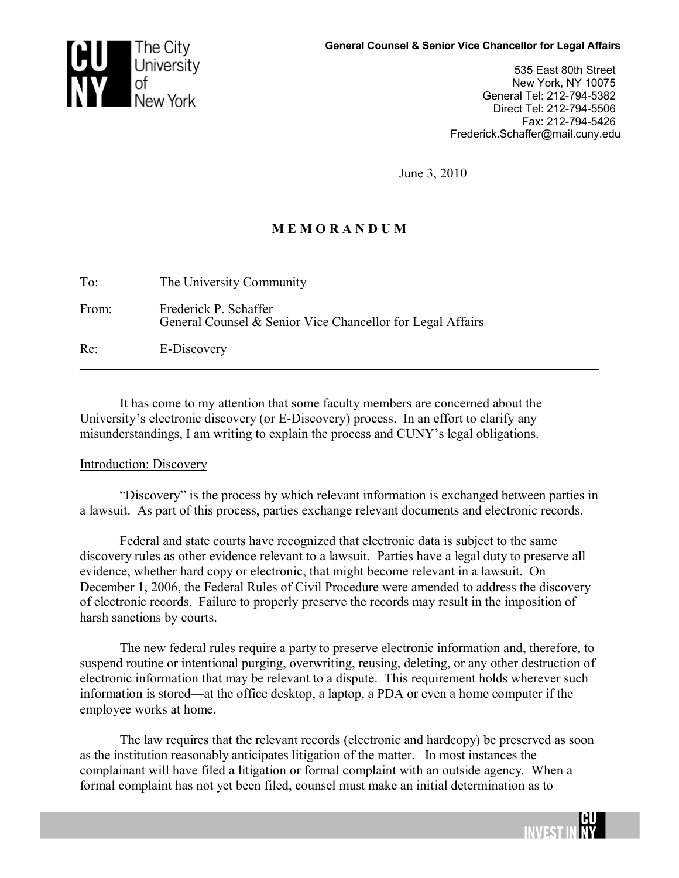The City University of New York

**General Counsel & Senior Vice Chancellor for Legal Affairs**

535 East 80th Street
New York, NY 10075
General Tel: 212-794-5382
Direct Tel: 212-794-5506
Fax: 212-794-5426
Frederick.Schaffer@mail.cuny.edu

June 3, 2010

**M E M O R A N D U M**

To: The University Community

From: Frederick P. Schaffer
General Counsel & Senior Vice Chancellor for Legal Affairs

Re: E-Discovery

---

It has come to my attention that some faculty members are concerned about the University's electronic discovery (or E-Discovery) process. In an effort to clarify any misunderstandings, I am writing to explain the process and CUNY's legal obligations.

Introduction: Discovery

"Discovery" is the process by which relevant information is exchanged between parties in a lawsuit. As part of this process, parties exchange relevant documents and electronic records.

Federal and state courts have recognized that electronic data is subject to the same discovery rules as other evidence relevant to a lawsuit. Parties have a legal duty to preserve all evidence, whether hard copy or electronic, that might become relevant in a lawsuit. On December 1, 2006, the Federal Rules of Civil Procedure were amended to address the discovery of electronic records. Failure to properly preserve the records may result in the imposition of harsh sanctions by courts.

The new federal rules require a party to preserve electronic information and, therefore, to suspend routine or intentional purging, overwriting, reusing, deleting, or any other destruction of electronic information that may be relevant to a dispute. This requirement holds wherever such information is stored—at the office desktop, a laptop, a PDA or even a home computer if the employee works at home.

The law requires that the relevant records (electronic and hardcopy) be preserved as soon as the institution reasonably anticipates litigation of the matter. In most instances the complainant will have filed a litigation or formal complaint with an outside agency. When a formal complaint has not yet been filed, counsel must make an initial determination as to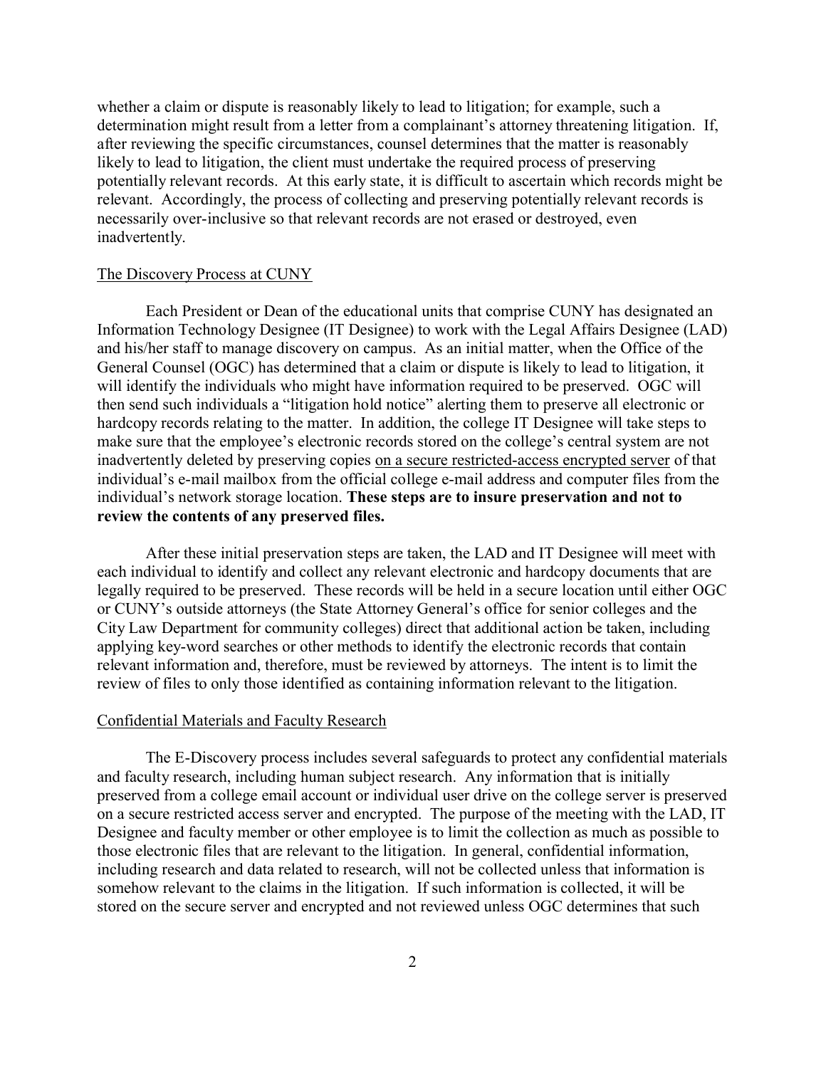whether a claim or dispute is reasonably likely to lead to litigation; for example, such a determination might result from a letter from a complainant's attorney threatening litigation. If, after reviewing the specific circumstances, counsel determines that the matter is reasonably likely to lead to litigation, the client must undertake the required process of preserving potentially relevant records. At this early state, it is difficult to ascertain which records might be relevant. Accordingly, the process of collecting and preserving potentially relevant records is necessarily over-inclusive so that relevant records are not erased or destroyed, even inadvertently.

## The Discovery Process at CUNY

Each President or Dean of the educational units that comprise CUNY has designated an Information Technology Designee (IT Designee) to work with the Legal Affairs Designee (LAD) and his/her staff to manage discovery on campus. As an initial matter, when the Office of the General Counsel (OGC) has determined that a claim or dispute is likely to lead to litigation, it will identify the individuals who might have information required to be preserved. OGC will then send such individuals a "litigation hold notice" alerting them to preserve all electronic or hardcopy records relating to the matter. In addition, the college IT Designee will take steps to make sure that the employee's electronic records stored on the college's central system are not inadvertently deleted by preserving copies <u>on a secure restricted-access encrypted server</u> of that individual's e-mail mailbox from the official college e-mail address and computer files from the individual's network storage location. **These steps are to insure preservation and not to review the contents of any preserved files.**

After these initial preservation steps are taken, the LAD and IT Designee will meet with each individual to identify and collect any relevant electronic and hardcopy documents that are legally required to be preserved. These records will be held in a secure location until either OGC or CUNY's outside attorneys (the State Attorney General's office for senior colleges and the City Law Department for community colleges) direct that additional action be taken, including applying key-word searches or other methods to identify the electronic records that contain relevant information and, therefore, must be reviewed by attorneys. The intent is to limit the review of files to only those identified as containing information relevant to the litigation.

## Confidential Materials and Faculty Research

The E-Discovery process includes several safeguards to protect any confidential materials and faculty research, including human subject research. Any information that is initially preserved from a college email account or individual user drive on the college server is preserved on a secure restricted access server and encrypted. The purpose of the meeting with the LAD, IT Designee and faculty member or other employee is to limit the collection as much as possible to those electronic files that are relevant to the litigation. In general, confidential information, including research and data related to research, will not be collected unless that information is somehow relevant to the claims in the litigation. If such information is collected, it will be stored on the secure server and encrypted and not reviewed unless OGC determines that such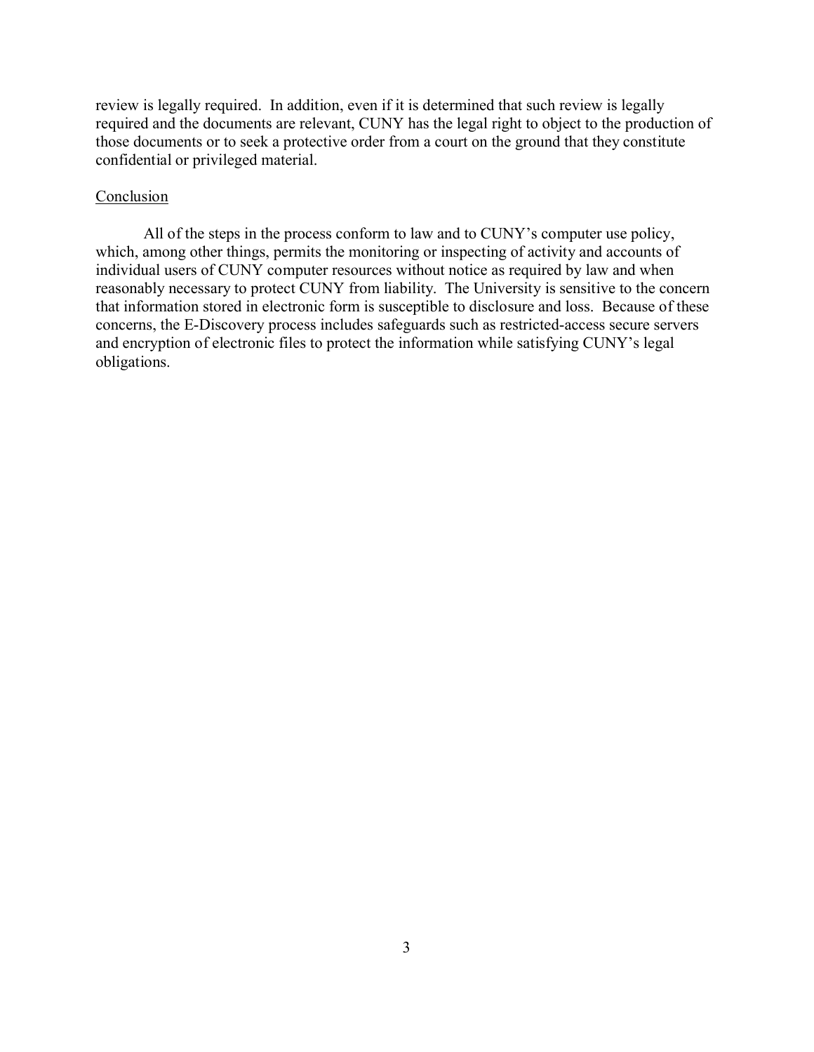review is legally required. In addition, even if it is determined that such review is legally required and the documents are relevant, CUNY has the legal right to object to the production of those documents or to seek a protective order from a court on the ground that they constitute confidential or privileged material.

<u>Conclusion</u>

All of the steps in the process conform to law and to CUNY's computer use policy, which, among other things, permits the monitoring or inspecting of activity and accounts of individual users of CUNY computer resources without notice as required by law and when reasonably necessary to protect CUNY from liability. The University is sensitive to the concern that information stored in electronic form is susceptible to disclosure and loss. Because of these concerns, the E-Discovery process includes safeguards such as restricted-access secure servers and encryption of electronic files to protect the information while satisfying CUNY's legal obligations.